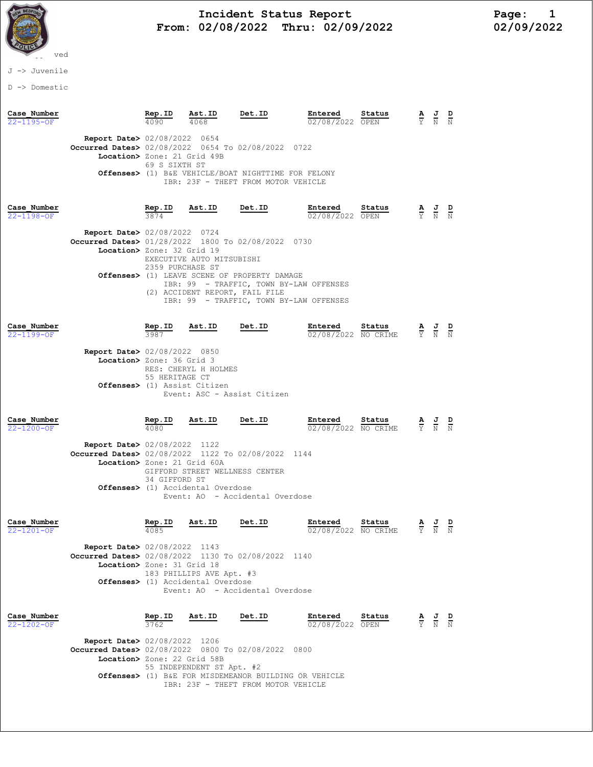# Incident Status Report
## From: 02/08/2022 Thru: 02/09/2022

ved

J -> Juvenile

D -> Domestic

| Case_Number | Rep.ID | Ast.ID | Det.ID | Entered | Status | A | J | D |
|---|---|---|---|---|---|---|---|---|
| 22-1195-OF | 4090 | 4068 | | 02/08/2022 | OPEN | Y | N | N |

**Report Date>** 02/08/2022 0654
**Occurred Dates>** 02/08/2022 0654 To 02/08/2022 0722
**Location>** Zone: 21 Grid 49B
69 S SIXTH ST
**Offenses>** (1) B&E VEHICLE/BOAT NIGHTTIME FOR FELONY
IBR: 23F - THEFT FROM MOTOR VEHICLE

| Case_Number | Rep.ID | Ast.ID | Det.ID | Entered | Status | A | J | D |
|---|---|---|---|---|---|---|---|---|
| 22-1198-OF | 3874 | | | 02/08/2022 | OPEN | Y | N | N |

**Report Date>** 02/08/2022 0724
**Occurred Dates>** 01/28/2022 1800 To 02/08/2022 0730
**Location>** Zone: 32 Grid 19
EXECUTIVE AUTO MITSUBISHI
2359 PURCHASE ST
**Offenses>** (1) LEAVE SCENE OF PROPERTY DAMAGE
IBR: 99 - TRAFFIC, TOWN BY-LAW OFFENSES
(2) ACCIDENT REPORT, FAIL FILE
IBR: 99 - TRAFFIC, TOWN BY-LAW OFFENSES

| Case_Number | Rep.ID | Ast.ID | Det.ID | Entered | Status | A | J | D |
|---|---|---|---|---|---|---|---|---|
| 22-1199-OF | 3987 | | | 02/08/2022 | NO CRIME | Y | N | N |

**Report Date>** 02/08/2022 0850
**Location>** Zone: 36 Grid 3
RES: CHERYL H HOLMES
55 HERITAGE CT
**Offenses>** (1) Assist Citizen
Event: ASC - Assist Citizen

| Case_Number | Rep.ID | Ast.ID | Det.ID | Entered | Status | A | J | D |
|---|---|---|---|---|---|---|---|---|
| 22-1200-OF | 4080 | | | 02/08/2022 | NO CRIME | Y | N | N |

**Report Date>** 02/08/2022 1122
**Occurred Dates>** 02/08/2022 1122 To 02/08/2022 1144
**Location>** Zone: 21 Grid 60A
GIFFORD STREET WELLNESS CENTER
34 GIFFORD ST
**Offenses>** (1) Accidental Overdose
Event: AO - Accidental Overdose

| Case_Number | Rep.ID | Ast.ID | Det.ID | Entered | Status | A | J | D |
|---|---|---|---|---|---|---|---|---|
| 22-1201-OF | 4085 | | | 02/08/2022 | NO CRIME | Y | N | N |

**Report Date>** 02/08/2022 1143
**Occurred Dates>** 02/08/2022 1130 To 02/08/2022 1140
**Location>** Zone: 31 Grid 18
183 PHILLIPS AVE Apt. #3
**Offenses>** (1) Accidental Overdose
Event: AO - Accidental Overdose

| Case_Number | Rep.ID | Ast.ID | Det.ID | Entered | Status | A | J | D |
|---|---|---|---|---|---|---|---|---|
| 22-1202-OF | 3762 | | | 02/08/2022 | OPEN | Y | N | N |

**Report Date>** 02/08/2022 1206
**Occurred Dates>** 02/08/2022 0800 To 02/08/2022 0800
**Location>** Zone: 22 Grid 58B
55 INDEPENDENT ST Apt. #2
**Offenses>** (1) B&E FOR MISDEMEANOR BUILDING OR VEHICLE
IBR: 23F - THEFT FROM MOTOR VEHICLE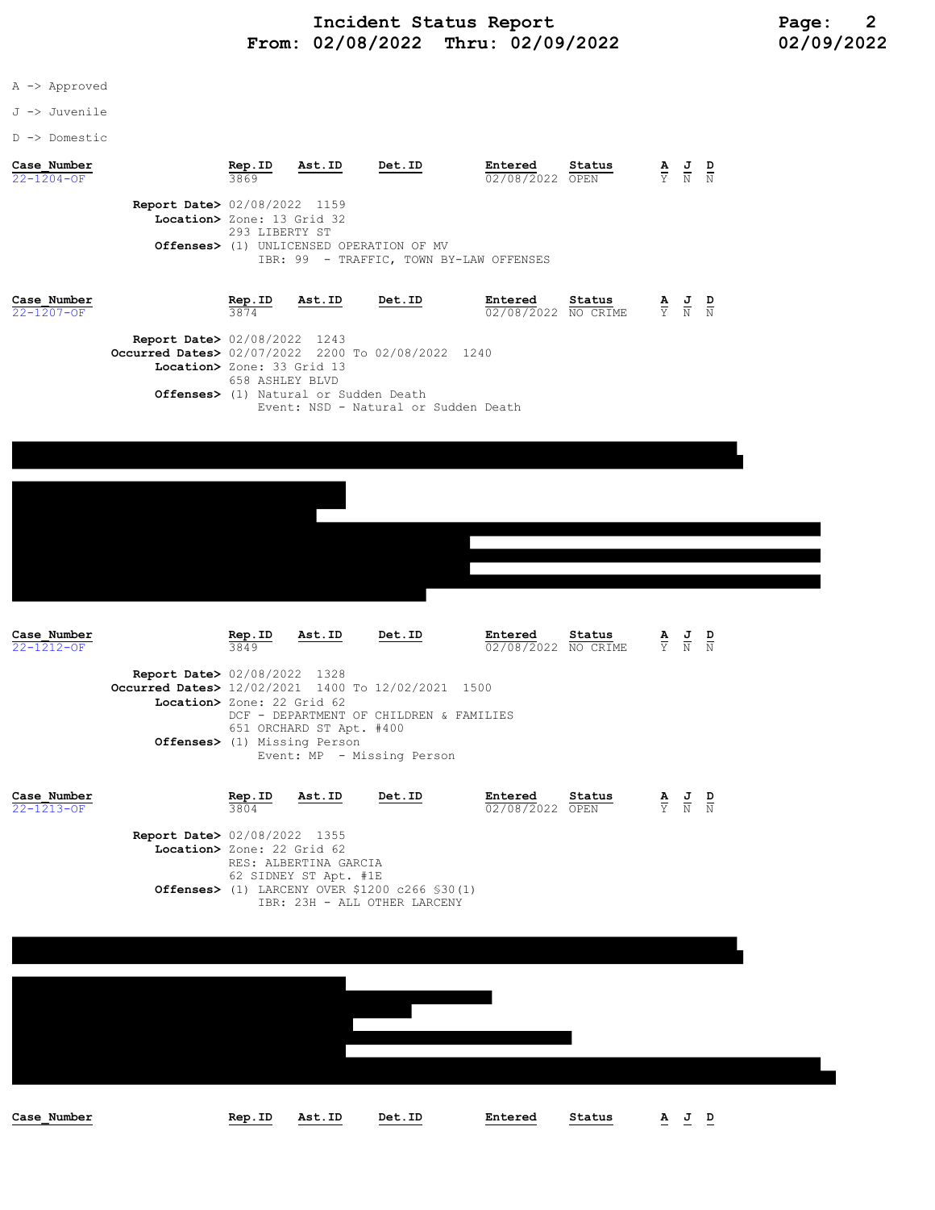A -> Approved

J -> Juvenile

D -> Domestic

| Case_Number | Rep.ID | Ast.ID | Det.ID | Entered | Status | A | J | D |
|---|---|---|---|---|---|---|---|---|
| 22-1204-OF | 3869 | | | 02/08/2022 | OPEN | Y | N | N |

**Report Date>** 02/08/2022 1159
**Location>** Zone: 13 Grid 32
293 LIBERTY ST
**Offenses>** (1) UNLICENSED OPERATION OF MV
IBR: 99 - TRAFFIC, TOWN BY-LAW OFFENSES

| Case_Number | Rep.ID | Ast.ID | Det.ID | Entered | Status | A | J | D |
|---|---|---|---|---|---|---|---|---|
| 22-1207-OF | 3874 | | | 02/08/2022 | NO CRIME | Y | N | N |

**Report Date>** 02/08/2022 1243
**Occurred Dates>** 02/07/2022 2200 To 02/08/2022 1240
**Location>** Zone: 33 Grid 13
658 ASHLEY BLVD
**Offenses>** (1) Natural or Sudden Death
Event: NSD - Natural or Sudden Death

| Case_Number | Rep.ID | Ast.ID | Det.ID | Entered | Status | A | J | D |
|---|---|---|---|---|---|---|---|---|
| 22-1212-OF | 3849 | | | 02/08/2022 | NO CRIME | Y | N | N |

**Report Date>** 02/08/2022 1328
**Occurred Dates>** 12/02/2021 1400 To 12/02/2021 1500
**Location>** Zone: 22 Grid 62
DCF - DEPARTMENT OF CHILDREN & FAMILIES
651 ORCHARD ST Apt. #400
**Offenses>** (1) Missing Person
Event: MP - Missing Person

| Case_Number | Rep.ID | Ast.ID | Det.ID | Entered | Status | A | J | D |
|---|---|---|---|---|---|---|---|---|
| 22-1213-OF | 3804 | | | 02/08/2022 | OPEN | Y | N | N |

**Report Date>** 02/08/2022 1355
**Location>** Zone: 22 Grid 62
RES: ALBERTINA GARCIA
62 SIDNEY ST Apt. #1E
**Offenses>** (1) LARCENY OVER $1200 c266 §30(1)
IBR: 23H - ALL OTHER LARCENY

| Case_Number | Rep.ID | Ast.ID | Det.ID | Entered | Status | A | J | D |
|---|---|---|---|---|---|---|---|---|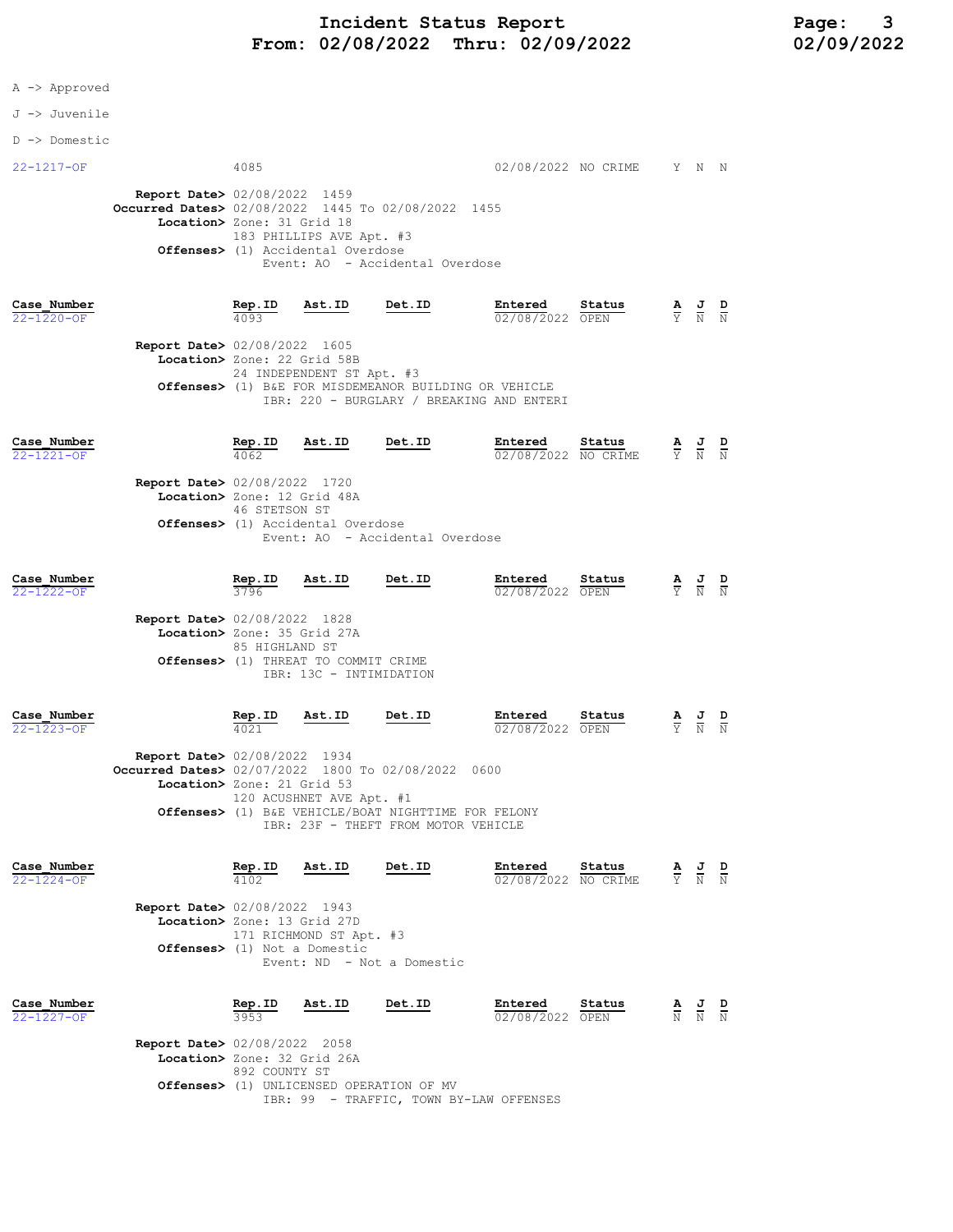# Incident Status Report
## From: 02/08/2022 Thru: 02/09/2022

A -> Approved

J -> Juvenile

D -> Domestic

| Case_Number | Rep.ID | Ast.ID | Det.ID | Entered | Status | A | J | D |
|---|---|---|---|---|---|---|---|---|
| 22-1217-OF | 4085 | | | 02/08/2022 | NO CRIME | Y | N | N |

**Report Date>** 02/08/2022 1459
**Occurred Dates>** 02/08/2022 1445 To 02/08/2022 1455
**Location>** Zone: 31 Grid 18
183 PHILLIPS AVE Apt. #3
**Offenses>** (1) Accidental Overdose
Event: AO - Accidental Overdose

| Case_Number | Rep.ID | Ast.ID | Det.ID | Entered | Status | A | J | D |
|---|---|---|---|---|---|---|---|---|
| 22-1220-OF | 4093 | | | 02/08/2022 | OPEN | Y | N | N |

**Report Date>** 02/08/2022 1605
**Location>** Zone: 22 Grid 58B
24 INDEPENDENT ST Apt. #3
**Offenses>** (1) B&E FOR MISDEMEANOR BUILDING OR VEHICLE
IBR: 220 - BURGLARY / BREAKING AND ENTERI

| Case_Number | Rep.ID | Ast.ID | Det.ID | Entered | Status | A | J | D |
|---|---|---|---|---|---|---|---|---|
| 22-1221-OF | 4062 | | | 02/08/2022 | NO CRIME | Y | N | N |

**Report Date>** 02/08/2022 1720
**Location>** Zone: 12 Grid 48A
46 STETSON ST
**Offenses>** (1) Accidental Overdose
Event: AO - Accidental Overdose

| Case_Number | Rep.ID | Ast.ID | Det.ID | Entered | Status | A | J | D |
|---|---|---|---|---|---|---|---|---|
| 22-1222-OF | 3796 | | | 02/08/2022 | OPEN | Y | N | N |

**Report Date>** 02/08/2022 1828
**Location>** Zone: 35 Grid 27A
85 HIGHLAND ST
**Offenses>** (1) THREAT TO COMMIT CRIME
IBR: 13C - INTIMIDATION

| Case_Number | Rep.ID | Ast.ID | Det.ID | Entered | Status | A | J | D |
|---|---|---|---|---|---|---|---|---|
| 22-1223-OF | 4021 | | | 02/08/2022 | OPEN | Y | N | N |

**Report Date>** 02/08/2022 1934
**Occurred Dates>** 02/07/2022 1800 To 02/08/2022 0600
**Location>** Zone: 21 Grid 53
120 ACUSHNET AVE Apt. #1
**Offenses>** (1) B&E VEHICLE/BOAT NIGHTTIME FOR FELONY
IBR: 23F - THEFT FROM MOTOR VEHICLE

| Case_Number | Rep.ID | Ast.ID | Det.ID | Entered | Status | A | J | D |
|---|---|---|---|---|---|---|---|---|
| 22-1224-OF | 4102 | | | 02/08/2022 | NO CRIME | Y | N | N |

**Report Date>** 02/08/2022 1943
**Location>** Zone: 13 Grid 27D
171 RICHMOND ST Apt. #3
**Offenses>** (1) Not a Domestic
Event: ND - Not a Domestic

| Case_Number | Rep.ID | Ast.ID | Det.ID | Entered | Status | A | J | D |
|---|---|---|---|---|---|---|---|---|
| 22-1227-OF | 3953 | | | 02/08/2022 | OPEN | N | N | N |

**Report Date>** 02/08/2022 2058
**Location>** Zone: 32 Grid 26A
892 COUNTY ST
**Offenses>** (1) UNLICENSED OPERATION OF MV
IBR: 99 - TRAFFIC, TOWN BY-LAW OFFENSES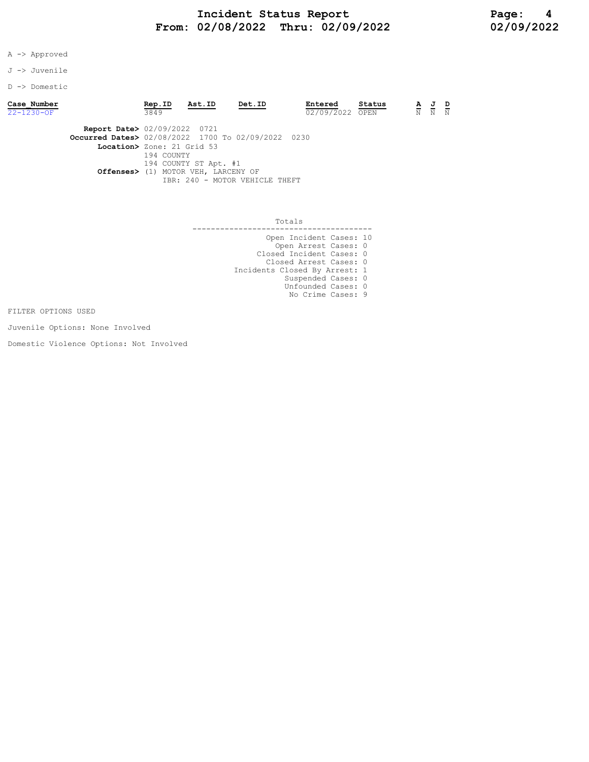# Incident Status Report
## From: 02/08/2022 Thru: 02/09/2022

A -> Approved

J -> Juvenile

D -> Domestic

| Case Number | Rep.ID | Ast.ID | Det.ID | Entered | Status | A | J | D |
|---|---|---|---|---|---|---|---|---|
| 22-1230-OF | 3849 | | | 02/09/2022 | OPEN | N | N | N |

**Report Date>** 02/09/2022 0721
**Occurred Dates>** 02/08/2022 1700 To 02/09/2022 0230
**Location>** Zone: 21 Grid 53
194 COUNTY
194 COUNTY ST Apt. #1
**Offenses>** (1) MOTOR VEH, LARCENY OF
IBR: 240 - MOTOR VEHICLE THEFT

Totals

| | |
|---|---|
| Open Incident Cases: | 10 |
| Open Arrest Cases: | 0 |
| Closed Incident Cases: | 0 |
| Closed Arrest Cases: | 0 |
| Incidents Closed By Arrest: | 1 |
| Suspended Cases: | 0 |
| Unfounded Cases: | 0 |
| No Crime Cases: | 9 |

FILTER OPTIONS USED

Juvenile Options: None Involved

Domestic Violence Options: Not Involved